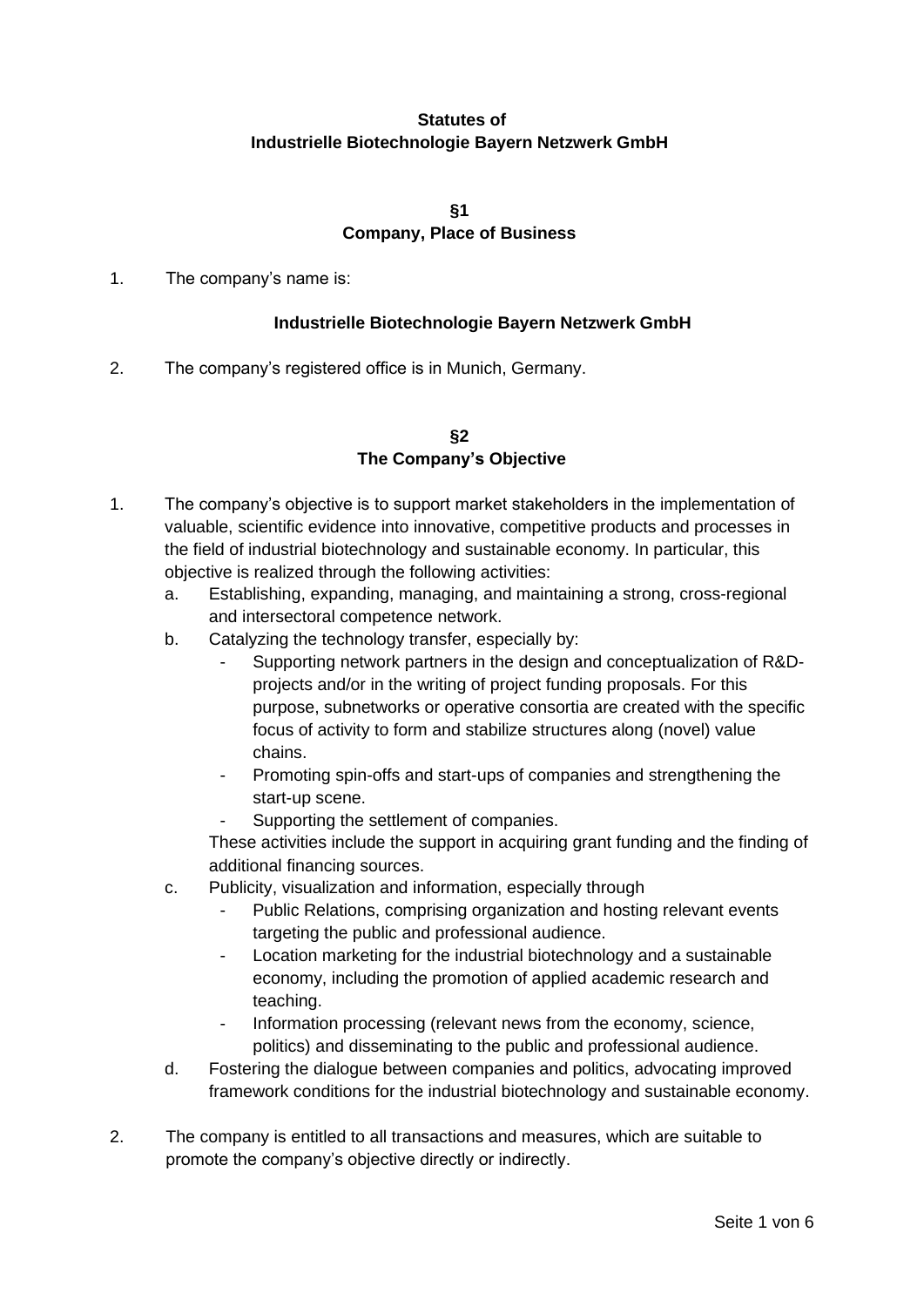# Statutes of Industrielle Biotechnologie Bayern Netzwerk GmbH

## §1 Company, Place of Business

1. The company's name is:

   **Industrielle Biotechnologie Bayern Netzwerk GmbH**

2. The company's registered office is in Munich, Germany.

## §2 The Company's Objective

1. The company's objective is to support market stakeholders in the implementation of valuable, scientific evidence into innovative, competitive products and processes in the field of industrial biotechnology and sustainable economy. In particular, this objective is realized through the following activities:
   a. Establishing, expanding, managing, and maintaining a strong, cross-regional and intersectoral competence network.
   b. Catalyzing the technology transfer, especially by:
      - Supporting network partners in the design and conceptualization of R&D-projects and/or in the writing of project funding proposals. For this purpose, subnetworks or operative consortia are created with the specific focus of activity to form and stabilize structures along (novel) value chains.
      - Promoting spin-offs and start-ups of companies and strengthening the start-up scene.
      - Supporting the settlement of companies.

      These activities include the support in acquiring grant funding and the finding of additional financing sources.
   c. Publicity, visualization and information, especially through
      - Public Relations, comprising organization and hosting relevant events targeting the public and professional audience.
      - Location marketing for the industrial biotechnology and a sustainable economy, including the promotion of applied academic research and teaching.
      - Information processing (relevant news from the economy, science, politics) and disseminating to the public and professional audience.
   d. Fostering the dialogue between companies and politics, advocating improved framework conditions for the industrial biotechnology and sustainable economy.

2. The company is entitled to all transactions and measures, which are suitable to promote the company's objective directly or indirectly.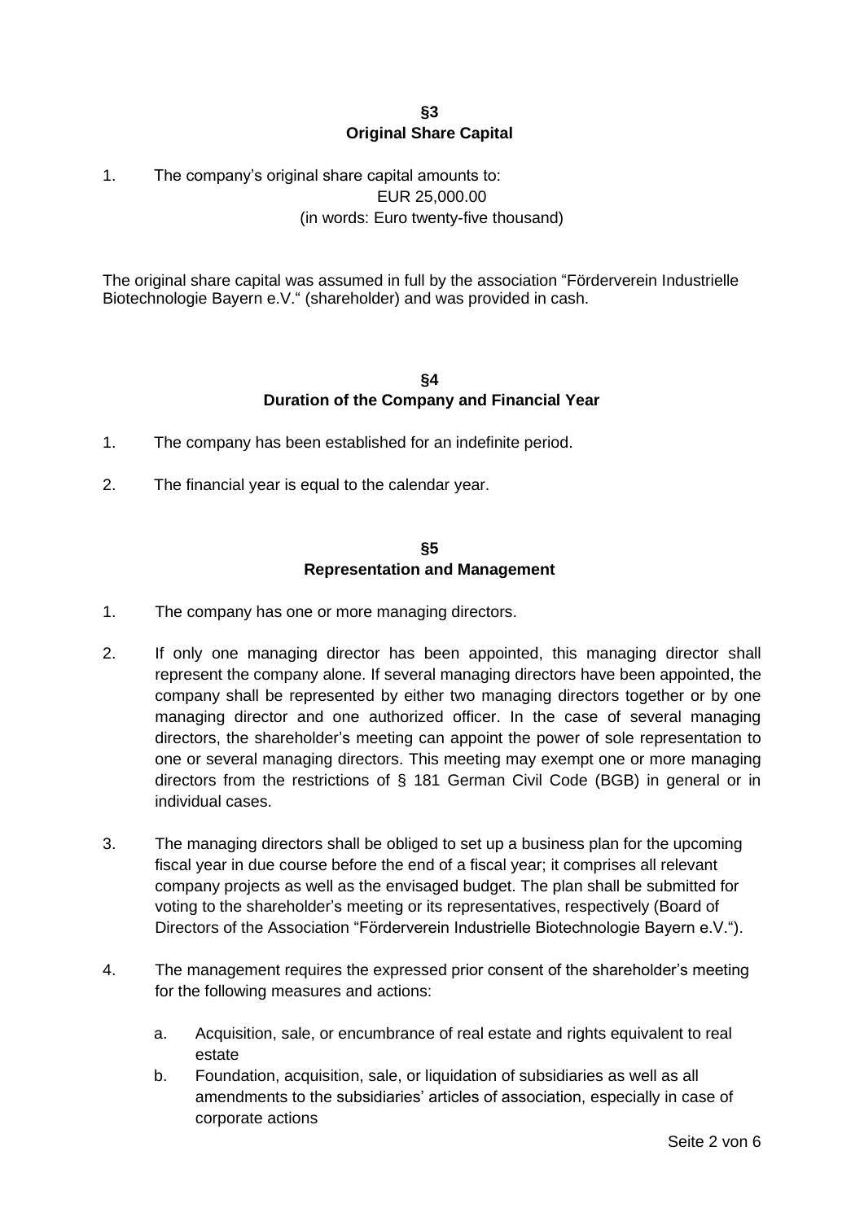## §3
## Original Share Capital

1. The company's original share capital amounts to:

   EUR 25,000.00
   
   (in words: Euro twenty-five thousand)

The original share capital was assumed in full by the association "Förderverein Industrielle Biotechnologie Bayern e.V." (shareholder) and was provided in cash.

## §4
## Duration of the Company and Financial Year

1. The company has been established for an indefinite period.
2. The financial year is equal to the calendar year.

## §5
## Representation and Management

1. The company has one or more managing directors.
2. If only one managing director has been appointed, this managing director shall represent the company alone. If several managing directors have been appointed, the company shall be represented by either two managing directors together or by one managing director and one authorized officer. In the case of several managing directors, the shareholder's meeting can appoint the power of sole representation to one or several managing directors. This meeting may exempt one or more managing directors from the restrictions of § 181 German Civil Code (BGB) in general or in individual cases.
3. The managing directors shall be obliged to set up a business plan for the upcoming fiscal year in due course before the end of a fiscal year; it comprises all relevant company projects as well as the envisaged budget. The plan shall be submitted for voting to the shareholder's meeting or its representatives, respectively (Board of Directors of the Association "Förderverein Industrielle Biotechnologie Bayern e.V.").
4. The management requires the expressed prior consent of the shareholder's meeting for the following measures and actions:
   a. Acquisition, sale, or encumbrance of real estate and rights equivalent to real estate
   b. Foundation, acquisition, sale, or liquidation of subsidiaries as well as all amendments to the subsidiaries' articles of association, especially in case of corporate actions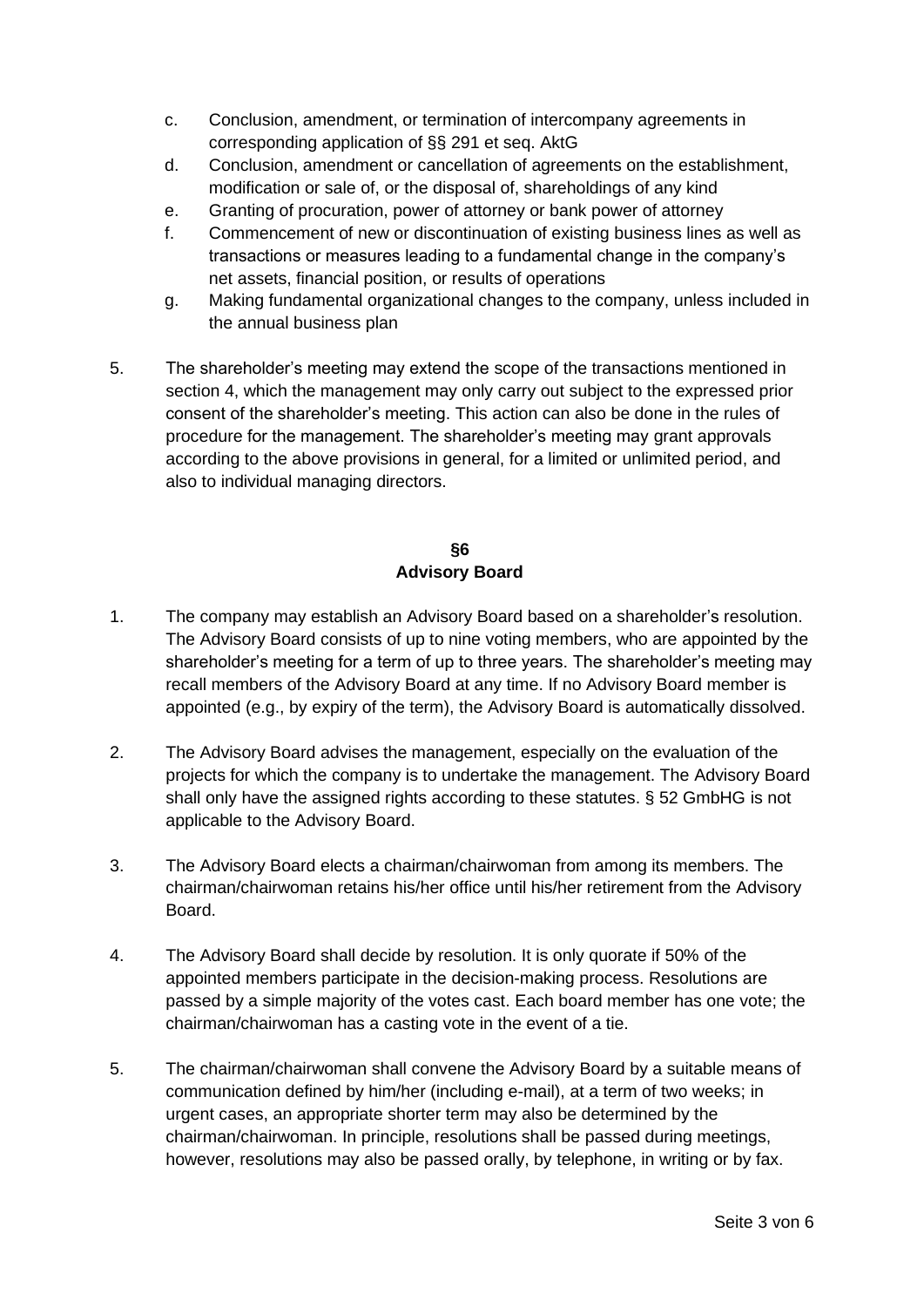c. Conclusion, amendment, or termination of intercompany agreements in corresponding application of §§ 291 et seq. AktG
d. Conclusion, amendment or cancellation of agreements on the establishment, modification or sale of, or the disposal of, shareholdings of any kind
e. Granting of procuration, power of attorney or bank power of attorney
f. Commencement of new or discontinuation of existing business lines as well as transactions or measures leading to a fundamental change in the company's net assets, financial position, or results of operations
g. Making fundamental organizational changes to the company, unless included in the annual business plan

5. The shareholder's meeting may extend the scope of the transactions mentioned in section 4, which the management may only carry out subject to the expressed prior consent of the shareholder's meeting. This action can also be done in the rules of procedure for the management. The shareholder's meeting may grant approvals according to the above provisions in general, for a limited or unlimited period, and also to individual managing directors.

## §6
## Advisory Board

1. The company may establish an Advisory Board based on a shareholder's resolution. The Advisory Board consists of up to nine voting members, who are appointed by the shareholder's meeting for a term of up to three years. The shareholder's meeting may recall members of the Advisory Board at any time. If no Advisory Board member is appointed (e.g., by expiry of the term), the Advisory Board is automatically dissolved.

2. The Advisory Board advises the management, especially on the evaluation of the projects for which the company is to undertake the management. The Advisory Board shall only have the assigned rights according to these statutes. § 52 GmbHG is not applicable to the Advisory Board.

3. The Advisory Board elects a chairman/chairwoman from among its members. The chairman/chairwoman retains his/her office until his/her retirement from the Advisory Board.

4. The Advisory Board shall decide by resolution. It is only quorate if 50% of the appointed members participate in the decision-making process. Resolutions are passed by a simple majority of the votes cast. Each board member has one vote; the chairman/chairwoman has a casting vote in the event of a tie.

5. The chairman/chairwoman shall convene the Advisory Board by a suitable means of communication defined by him/her (including e-mail), at a term of two weeks; in urgent cases, an appropriate shorter term may also be determined by the chairman/chairwoman. In principle, resolutions shall be passed during meetings, however, resolutions may also be passed orally, by telephone, in writing or by fax.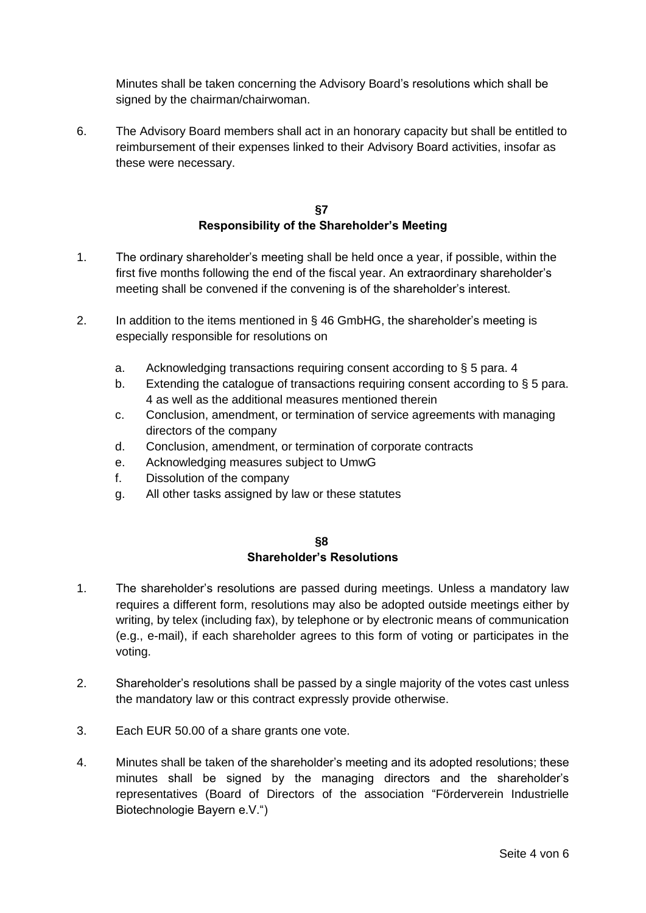Minutes shall be taken concerning the Advisory Board's resolutions which shall be signed by the chairman/chairwoman.

6. The Advisory Board members shall act in an honorary capacity but shall be entitled to reimbursement of their expenses linked to their Advisory Board activities, insofar as these were necessary.

## §7
## Responsibility of the Shareholder's Meeting

1. The ordinary shareholder's meeting shall be held once a year, if possible, within the first five months following the end of the fiscal year. An extraordinary shareholder's meeting shall be convened if the convening is of the shareholder's interest.

2. In addition to the items mentioned in § 46 GmbHG, the shareholder's meeting is especially responsible for resolutions on

   a. Acknowledging transactions requiring consent according to § 5 para. 4
   b. Extending the catalogue of transactions requiring consent according to § 5 para. 4 as well as the additional measures mentioned therein
   c. Conclusion, amendment, or termination of service agreements with managing directors of the company
   d. Conclusion, amendment, or termination of corporate contracts
   e. Acknowledging measures subject to UmwG
   f. Dissolution of the company
   g. All other tasks assigned by law or these statutes

## §8
## Shareholder's Resolutions

1. The shareholder's resolutions are passed during meetings. Unless a mandatory law requires a different form, resolutions may also be adopted outside meetings either by writing, by telex (including fax), by telephone or by electronic means of communication (e.g., e-mail), if each shareholder agrees to this form of voting or participates in the voting.

2. Shareholder's resolutions shall be passed by a single majority of the votes cast unless the mandatory law or this contract expressly provide otherwise.

3. Each EUR 50.00 of a share grants one vote.

4. Minutes shall be taken of the shareholder's meeting and its adopted resolutions; these minutes shall be signed by the managing directors and the shareholder's representatives (Board of Directors of the association "Förderverein Industrielle Biotechnologie Bayern e.V.")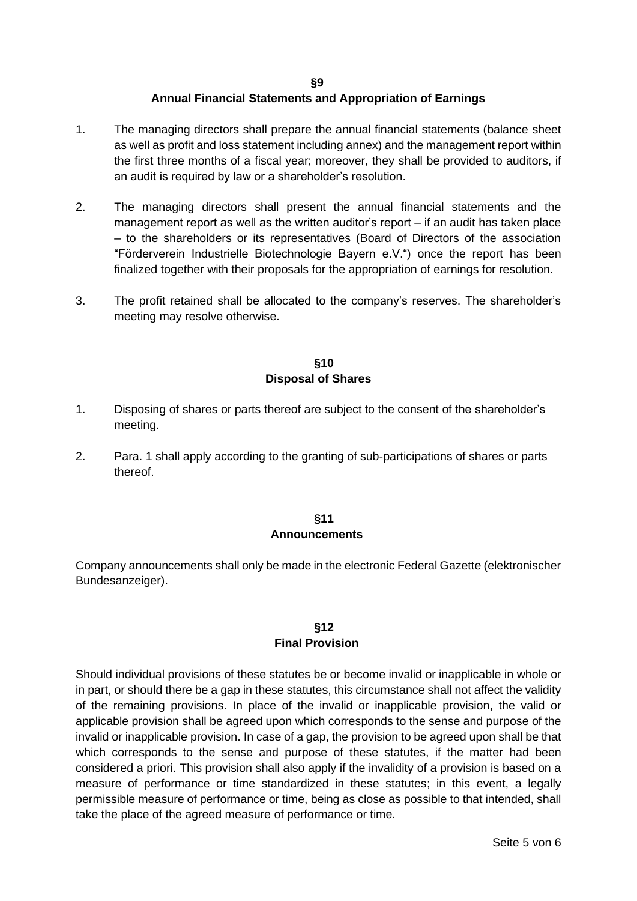## §9
## Annual Financial Statements and Appropriation of Earnings

1. The managing directors shall prepare the annual financial statements (balance sheet as well as profit and loss statement including annex) and the management report within the first three months of a fiscal year; moreover, they shall be provided to auditors, if an audit is required by law or a shareholder's resolution.

2. The managing directors shall present the annual financial statements and the management report as well as the written auditor's report – if an audit has taken place – to the shareholders or its representatives (Board of Directors of the association "Förderverein Industrielle Biotechnologie Bayern e.V.") once the report has been finalized together with their proposals for the appropriation of earnings for resolution.

3. The profit retained shall be allocated to the company's reserves. The shareholder's meeting may resolve otherwise.

## §10
## Disposal of Shares

1. Disposing of shares or parts thereof are subject to the consent of the shareholder's meeting.

2. Para. 1 shall apply according to the granting of sub-participations of shares or parts thereof.

## §11
## Announcements

Company announcements shall only be made in the electronic Federal Gazette (elektronischer Bundesanzeiger).

## §12
## Final Provision

Should individual provisions of these statutes be or become invalid or inapplicable in whole or in part, or should there be a gap in these statutes, this circumstance shall not affect the validity of the remaining provisions. In place of the invalid or inapplicable provision, the valid or applicable provision shall be agreed upon which corresponds to the sense and purpose of the invalid or inapplicable provision. In case of a gap, the provision to be agreed upon shall be that which corresponds to the sense and purpose of these statutes, if the matter had been considered a priori. This provision shall also apply if the invalidity of a provision is based on a measure of performance or time standardized in these statutes; in this event, a legally permissible measure of performance or time, being as close as possible to that intended, shall take the place of the agreed measure of performance or time.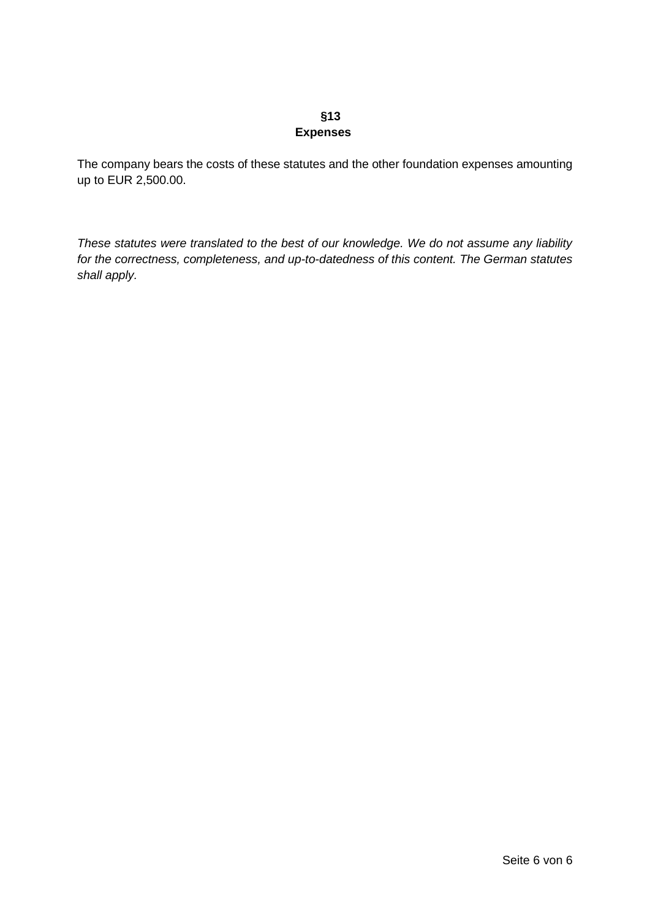## §13
## Expenses

The company bears the costs of these statutes and the other foundation expenses amounting up to EUR 2,500.00.

*These statutes were translated to the best of our knowledge. We do not assume any liability for the correctness, completeness, and up-to-datedness of this content. The German statutes shall apply.*